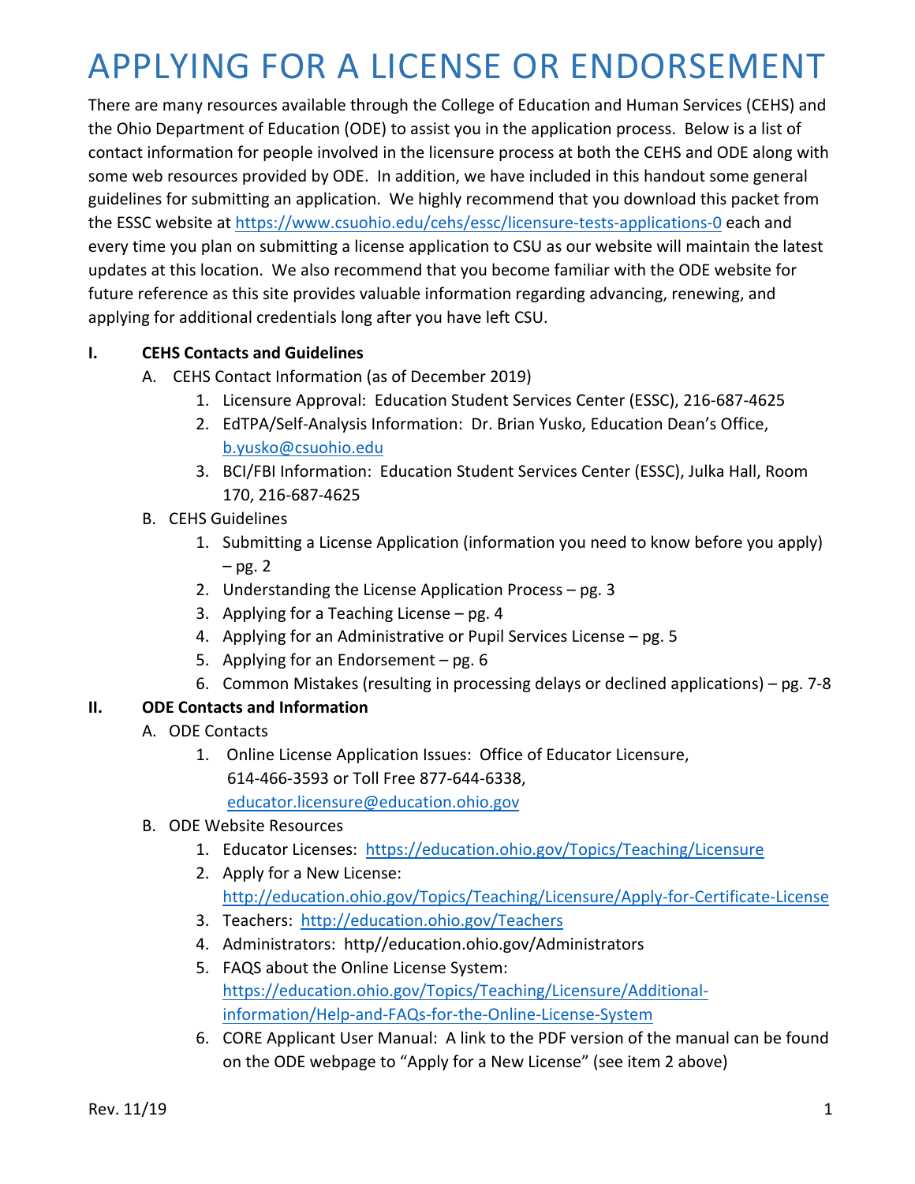# APPLYING FOR A LICENSE OR ENDORSEMENT

There are many resources available through the College of Education and Human Services (CEHS) and the Ohio Department of Education (ODE) to assist you in the application process. Below is a list of contact information for people involved in the licensure process at both the CEHS and ODE along with some web resources provided by ODE. In addition, we have included in this handout some general guidelines for submitting an application. We highly recommend that you download this packet from the ESSC website at https://www.csuohio.edu/cehs/essc/licensure-tests-applications-0 each and every time you plan on submitting a license application to CSU as our website will maintain the latest updates at this location. We also recommend that you become familiar with the ODE website for future reference as this site provides valuable information regarding advancing, renewing, and applying for additional credentials long after you have left CSU.

## I. CEHS Contacts and Guidelines

A. CEHS Contact Information (as of December 2019)

1. Licensure Approval: Education Student Services Center (ESSC), 216-687-4625
2. EdTPA/Self-Analysis Information: Dr. Brian Yusko, Education Dean's Office, b.yusko@csuohio.edu
3. BCI/FBI Information: Education Student Services Center (ESSC), Julka Hall, Room 170, 216-687-4625

B. CEHS Guidelines

1. Submitting a License Application (information you need to know before you apply) – pg. 2
2. Understanding the License Application Process – pg. 3
3. Applying for a Teaching License – pg. 4
4. Applying for an Administrative or Pupil Services License – pg. 5
5. Applying for an Endorsement – pg. 6
6. Common Mistakes (resulting in processing delays or declined applications) – pg. 7-8

## II. ODE Contacts and Information

A. ODE Contacts

1. Online License Application Issues: Office of Educator Licensure, 614-466-3593 or Toll Free 877-644-6338, educator.licensure@education.ohio.gov

B. ODE Website Resources

1. Educator Licenses: https://education.ohio.gov/Topics/Teaching/Licensure
2. Apply for a New License: http://education.ohio.gov/Topics/Teaching/Licensure/Apply-for-Certificate-License
3. Teachers: http://education.ohio.gov/Teachers
4. Administrators: http//education.ohio.gov/Administrators
5. FAQS about the Online License System: https://education.ohio.gov/Topics/Teaching/Licensure/Additional-information/Help-and-FAQs-for-the-Online-License-System
6. CORE Applicant User Manual: A link to the PDF version of the manual can be found on the ODE webpage to "Apply for a New License" (see item 2 above)

Rev. 11/19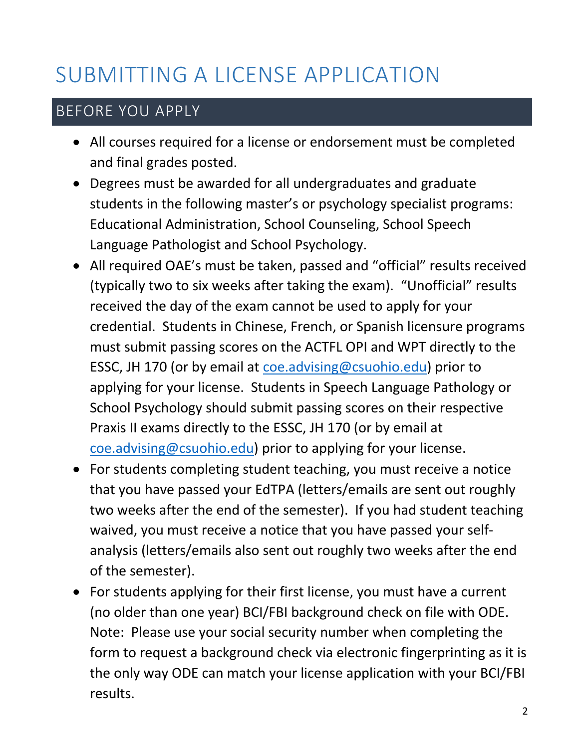# SUBMITTING A LICENSE APPLICATION

## BEFORE YOU APPLY

- All courses required for a license or endorsement must be completed and final grades posted.
- Degrees must be awarded for all undergraduates and graduate students in the following master's or psychology specialist programs: Educational Administration, School Counseling, School Speech Language Pathologist and School Psychology.
- All required OAE's must be taken, passed and "official" results received (typically two to six weeks after taking the exam). "Unofficial" results received the day of the exam cannot be used to apply for your credential. Students in Chinese, French, or Spanish licensure programs must submit passing scores on the ACTFL OPI and WPT directly to the ESSC, JH 170 (or by email at [coe.advising@csuohio.edu](mailto:coe.advising@csuohio.edu)) prior to applying for your license. Students in Speech Language Pathology or School Psychology should submit passing scores on their respective Praxis II exams directly to the ESSC, JH 170 (or by email at [coe.advising@csuohio.edu](mailto:coe.advising@csuohio.edu)) prior to applying for your license.
- For students completing student teaching, you must receive a notice that you have passed your EdTPA (letters/emails are sent out roughly two weeks after the end of the semester). If you had student teaching waived, you must receive a notice that you have passed your self-analysis (letters/emails also sent out roughly two weeks after the end of the semester).
- For students applying for their first license, you must have a current (no older than one year) BCI/FBI background check on file with ODE. Note: Please use your social security number when completing the form to request a background check via electronic fingerprinting as it is the only way ODE can match your license application with your BCI/FBI results.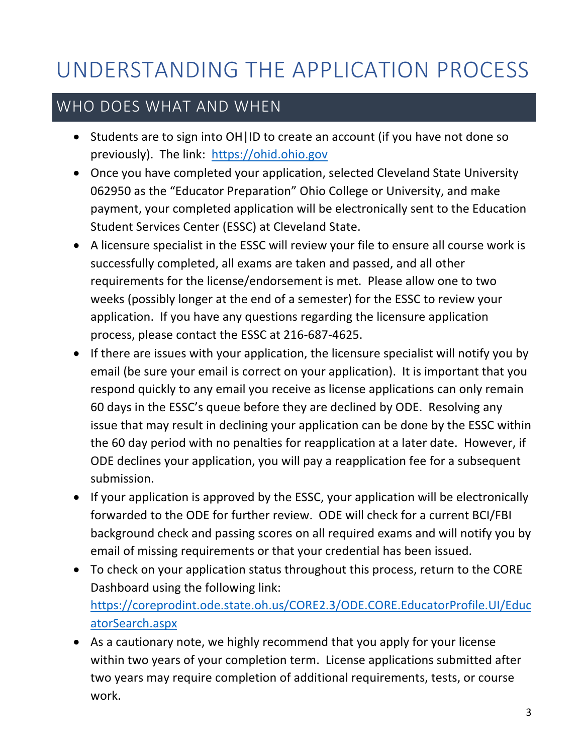# UNDERSTANDING THE APPLICATION PROCESS

## WHO DOES WHAT AND WHEN

- Students are to sign into OH|ID to create an account (if you have not done so previously). The link: [https://ohid.ohio.gov](https://ohid.ohio.gov)
- Once you have completed your application, selected Cleveland State University 062950 as the "Educator Preparation" Ohio College or University, and make payment, your completed application will be electronically sent to the Education Student Services Center (ESSC) at Cleveland State.
- A licensure specialist in the ESSC will review your file to ensure all course work is successfully completed, all exams are taken and passed, and all other requirements for the license/endorsement is met. Please allow one to two weeks (possibly longer at the end of a semester) for the ESSC to review your application. If you have any questions regarding the licensure application process, please contact the ESSC at 216-687-4625.
- If there are issues with your application, the licensure specialist will notify you by email (be sure your email is correct on your application). It is important that you respond quickly to any email you receive as license applications can only remain 60 days in the ESSC's queue before they are declined by ODE. Resolving any issue that may result in declining your application can be done by the ESSC within the 60 day period with no penalties for reapplication at a later date. However, if ODE declines your application, you will pay a reapplication fee for a subsequent submission.
- If your application is approved by the ESSC, your application will be electronically forwarded to the ODE for further review. ODE will check for a current BCI/FBI background check and passing scores on all required exams and will notify you by email of missing requirements or that your credential has been issued.
- To check on your application status throughout this process, return to the CORE Dashboard using the following link: [https://coreprodint.ode.state.oh.us/CORE2.3/ODE.CORE.EducatorProfile.UI/EducatorSearch.aspx](https://coreprodint.ode.state.oh.us/CORE2.3/ODE.CORE.EducatorProfile.UI/EducatorSearch.aspx)
- As a cautionary note, we highly recommend that you apply for your license within two years of your completion term. License applications submitted after two years may require completion of additional requirements, tests, or course work.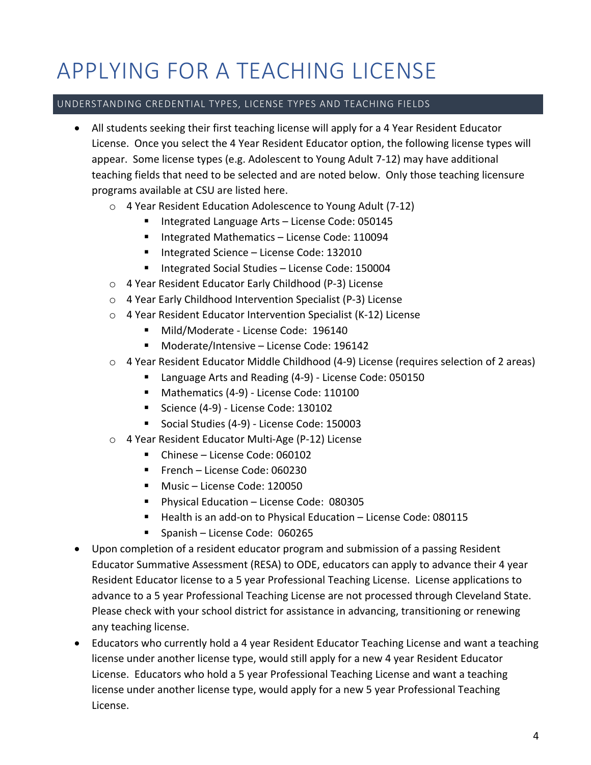# APPLYING FOR A TEACHING LICENSE

## UNDERSTANDING CREDENTIAL TYPES, LICENSE TYPES AND TEACHING FIELDS

- All students seeking their first teaching license will apply for a 4 Year Resident Educator License. Once you select the 4 Year Resident Educator option, the following license types will appear. Some license types (e.g. Adolescent to Young Adult 7-12) may have additional teaching fields that need to be selected and are noted below. Only those teaching licensure programs available at CSU are listed here.
  - 4 Year Resident Education Adolescence to Young Adult (7-12)
    - Integrated Language Arts – License Code: 050145
    - Integrated Mathematics – License Code: 110094
    - Integrated Science – License Code: 132010
    - Integrated Social Studies – License Code: 150004
  - 4 Year Resident Educator Early Childhood (P-3) License
  - 4 Year Early Childhood Intervention Specialist (P-3) License
  - 4 Year Resident Educator Intervention Specialist (K-12) License
    - Mild/Moderate - License Code: 196140
    - Moderate/Intensive – License Code: 196142
  - 4 Year Resident Educator Middle Childhood (4-9) License (requires selection of 2 areas)
    - Language Arts and Reading (4-9) - License Code: 050150
    - Mathematics (4-9) - License Code: 110100
    - Science (4-9) - License Code: 130102
    - Social Studies (4-9) - License Code: 150003
  - 4 Year Resident Educator Multi-Age (P-12) License
    - Chinese – License Code: 060102
    - French – License Code: 060230
    - Music – License Code: 120050
    - Physical Education – License Code: 080305
    - Health is an add-on to Physical Education – License Code: 080115
    - Spanish – License Code: 060265
- Upon completion of a resident educator program and submission of a passing Resident Educator Summative Assessment (RESA) to ODE, educators can apply to advance their 4 year Resident Educator license to a 5 year Professional Teaching License. License applications to advance to a 5 year Professional Teaching License are not processed through Cleveland State. Please check with your school district for assistance in advancing, transitioning or renewing any teaching license.
- Educators who currently hold a 4 year Resident Educator Teaching License and want a teaching license under another license type, would still apply for a new 4 year Resident Educator License. Educators who hold a 5 year Professional Teaching License and want a teaching license under another license type, would apply for a new 5 year Professional Teaching License.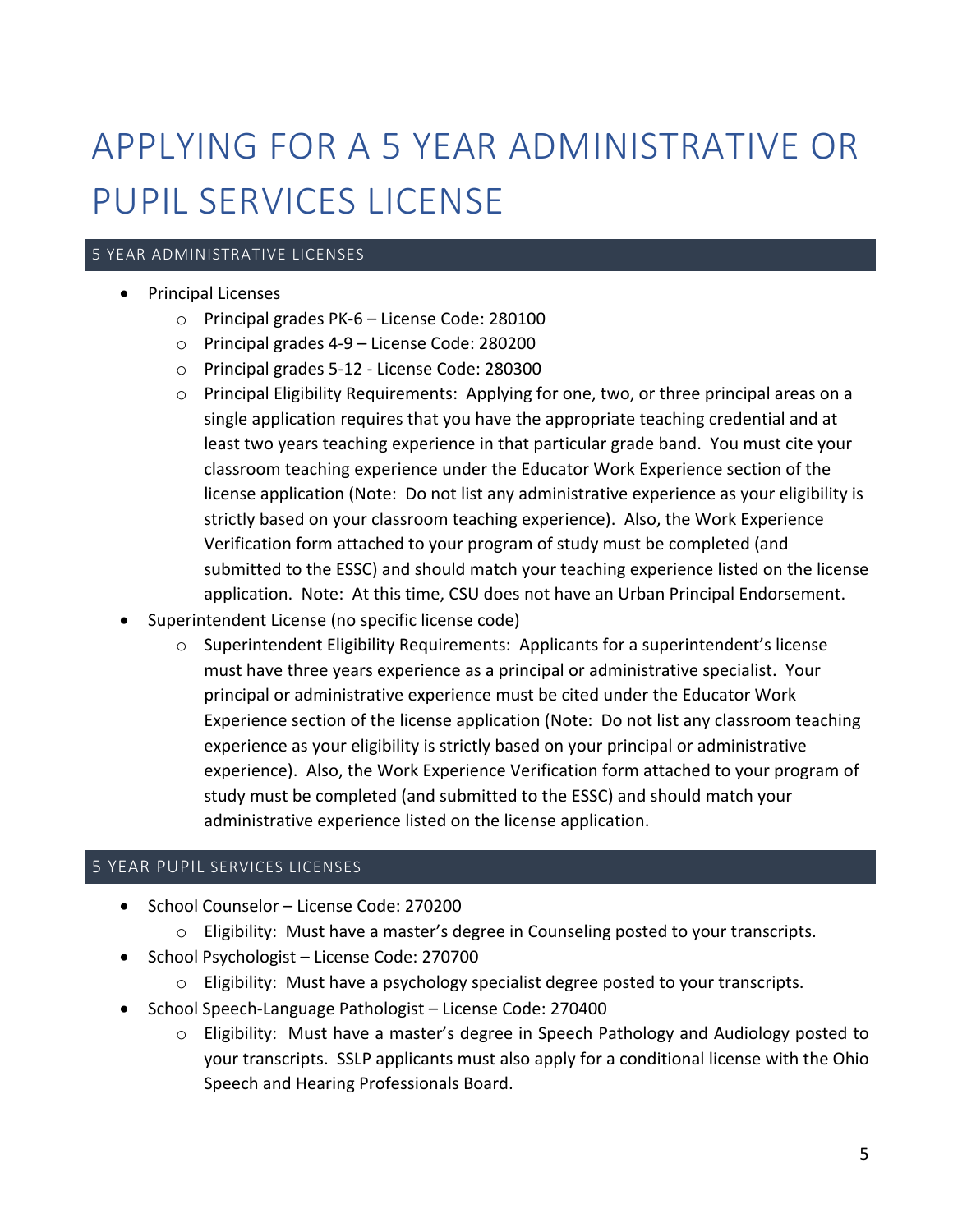# APPLYING FOR A 5 YEAR ADMINISTRATIVE OR PUPIL SERVICES LICENSE

## 5 YEAR ADMINISTRATIVE LICENSES

- Principal Licenses
  - Principal grades PK-6 – License Code: 280100
  - Principal grades 4-9 – License Code: 280200
  - Principal grades 5-12 - License Code: 280300
  - Principal Eligibility Requirements: Applying for one, two, or three principal areas on a single application requires that you have the appropriate teaching credential and at least two years teaching experience in that particular grade band. You must cite your classroom teaching experience under the Educator Work Experience section of the license application (Note: Do not list any administrative experience as your eligibility is strictly based on your classroom teaching experience). Also, the Work Experience Verification form attached to your program of study must be completed (and submitted to the ESSC) and should match your teaching experience listed on the license application. Note: At this time, CSU does not have an Urban Principal Endorsement.
- Superintendent License (no specific license code)
  - Superintendent Eligibility Requirements: Applicants for a superintendent's license must have three years experience as a principal or administrative specialist. Your principal or administrative experience must be cited under the Educator Work Experience section of the license application (Note: Do not list any classroom teaching experience as your eligibility is strictly based on your principal or administrative experience). Also, the Work Experience Verification form attached to your program of study must be completed (and submitted to the ESSC) and should match your administrative experience listed on the license application.

## 5 YEAR PUPIL SERVICES LICENSES

- School Counselor – License Code: 270200
  - Eligibility: Must have a master's degree in Counseling posted to your transcripts.
- School Psychologist – License Code: 270700
  - Eligibility: Must have a psychology specialist degree posted to your transcripts.
- School Speech-Language Pathologist – License Code: 270400
  - Eligibility: Must have a master's degree in Speech Pathology and Audiology posted to your transcripts. SSLP applicants must also apply for a conditional license with the Ohio Speech and Hearing Professionals Board.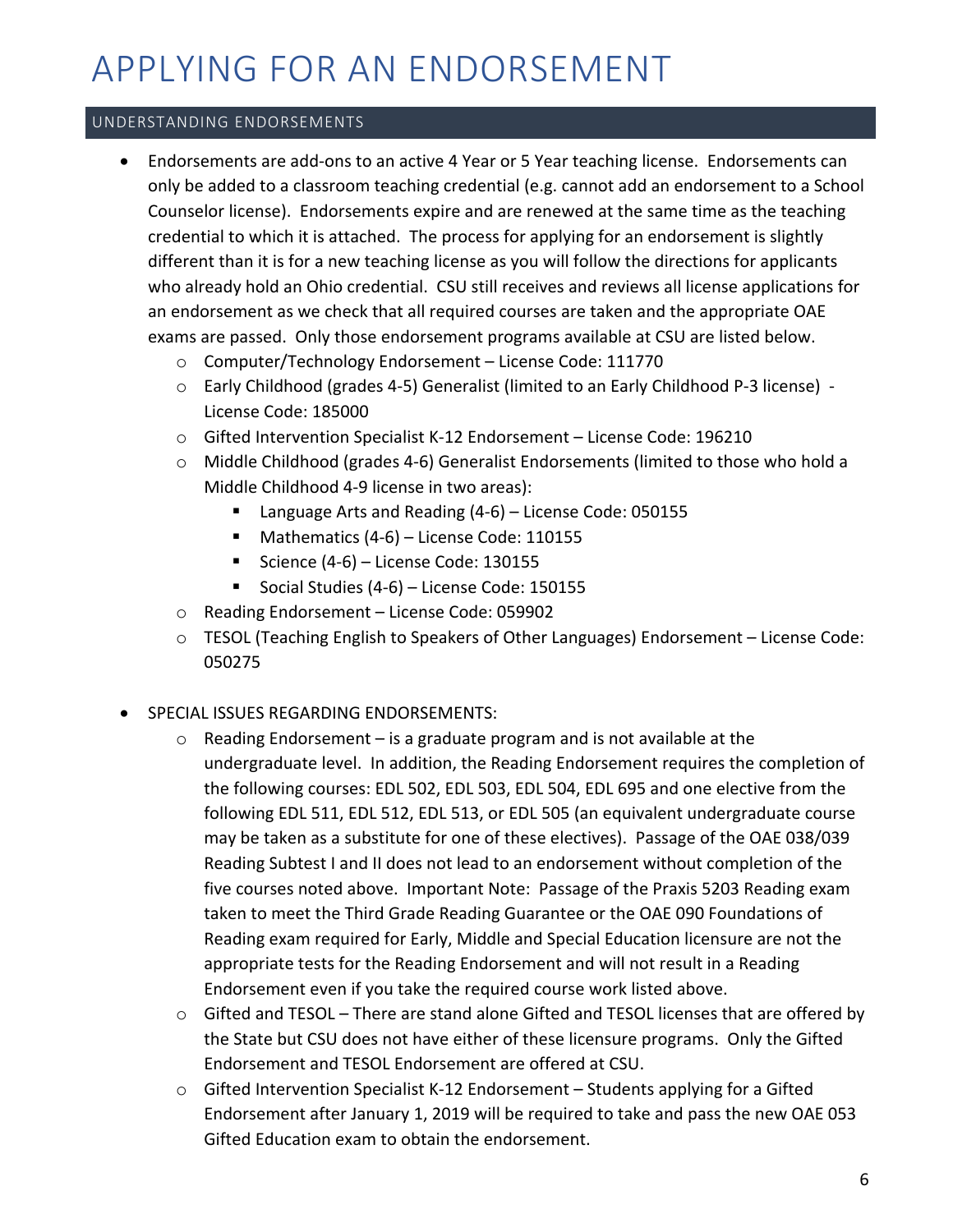# APPLYING FOR AN ENDORSEMENT

## UNDERSTANDING ENDORSEMENTS

- Endorsements are add-ons to an active 4 Year or 5 Year teaching license. Endorsements can only be added to a classroom teaching credential (e.g. cannot add an endorsement to a School Counselor license). Endorsements expire and are renewed at the same time as the teaching credential to which it is attached. The process for applying for an endorsement is slightly different than it is for a new teaching license as you will follow the directions for applicants who already hold an Ohio credential. CSU still receives and reviews all license applications for an endorsement as we check that all required courses are taken and the appropriate OAE exams are passed. Only those endorsement programs available at CSU are listed below.
  - Computer/Technology Endorsement – License Code: 111770
  - Early Childhood (grades 4-5) Generalist (limited to an Early Childhood P-3 license) - License Code: 185000
  - Gifted Intervention Specialist K-12 Endorsement – License Code: 196210
  - Middle Childhood (grades 4-6) Generalist Endorsements (limited to those who hold a Middle Childhood 4-9 license in two areas):
    - Language Arts and Reading (4-6) – License Code: 050155
    - Mathematics (4-6) – License Code: 110155
    - Science (4-6) – License Code: 130155
    - Social Studies (4-6) – License Code: 150155
  - Reading Endorsement – License Code: 059902
  - TESOL (Teaching English to Speakers of Other Languages) Endorsement – License Code: 050275

- SPECIAL ISSUES REGARDING ENDORSEMENTS:
  - Reading Endorsement – is a graduate program and is not available at the undergraduate level. In addition, the Reading Endorsement requires the completion of the following courses: EDL 502, EDL 503, EDL 504, EDL 695 and one elective from the following EDL 511, EDL 512, EDL 513, or EDL 505 (an equivalent undergraduate course may be taken as a substitute for one of these electives). Passage of the OAE 038/039 Reading Subtest I and II does not lead to an endorsement without completion of the five courses noted above. Important Note: Passage of the Praxis 5203 Reading exam taken to meet the Third Grade Reading Guarantee or the OAE 090 Foundations of Reading exam required for Early, Middle and Special Education licensure are not the appropriate tests for the Reading Endorsement and will not result in a Reading Endorsement even if you take the required course work listed above.
  - Gifted and TESOL – There are stand alone Gifted and TESOL licenses that are offered by the State but CSU does not have either of these licensure programs. Only the Gifted Endorsement and TESOL Endorsement are offered at CSU.
  - Gifted Intervention Specialist K-12 Endorsement – Students applying for a Gifted Endorsement after January 1, 2019 will be required to take and pass the new OAE 053 Gifted Education exam to obtain the endorsement.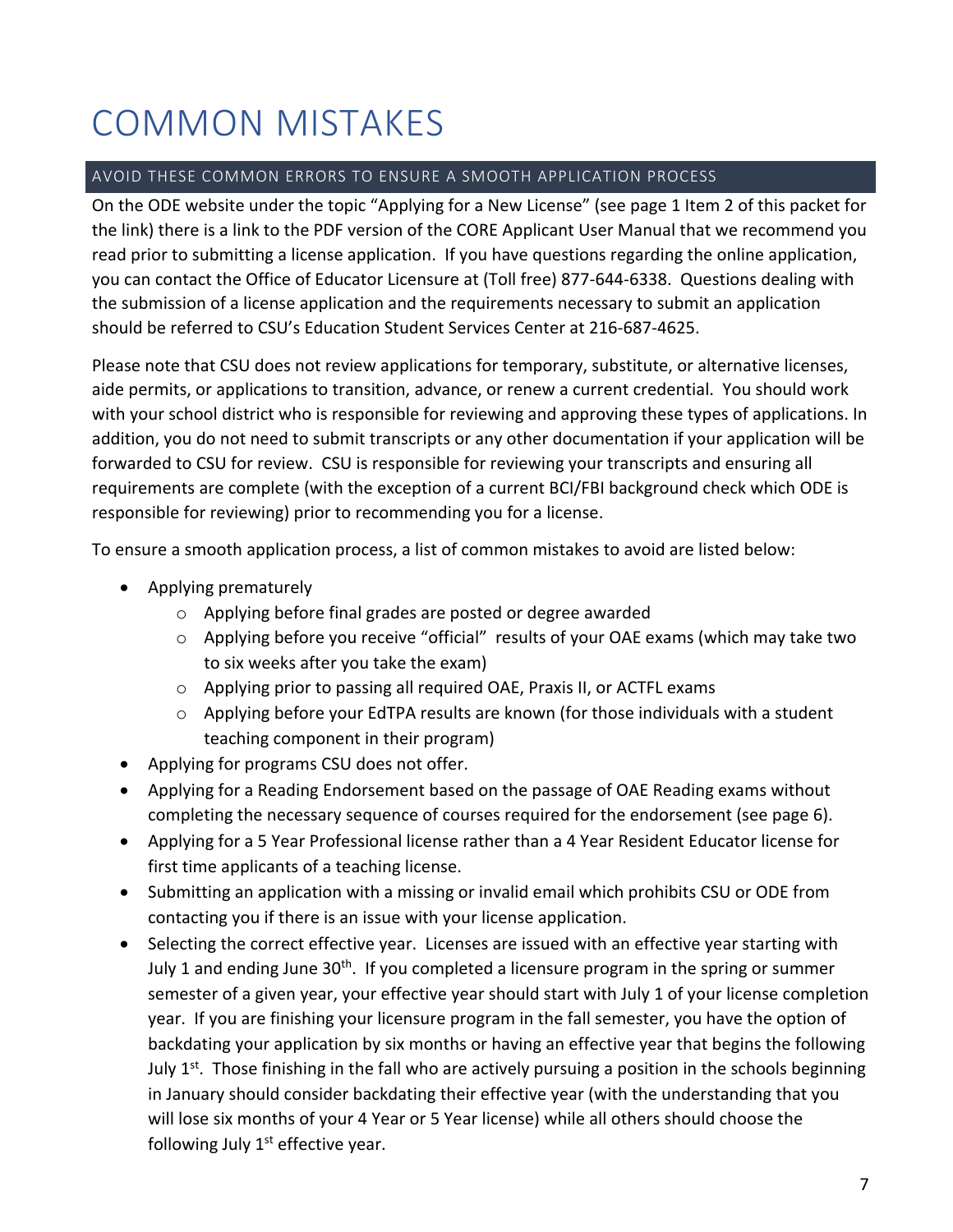# COMMON MISTAKES

## AVOID THESE COMMON ERRORS TO ENSURE A SMOOTH APPLICATION PROCESS

On the ODE website under the topic "Applying for a New License" (see page 1 Item 2 of this packet for the link) there is a link to the PDF version of the CORE Applicant User Manual that we recommend you read prior to submitting a license application. If you have questions regarding the online application, you can contact the Office of Educator Licensure at (Toll free) 877-644-6338. Questions dealing with the submission of a license application and the requirements necessary to submit an application should be referred to CSU's Education Student Services Center at 216-687-4625.

Please note that CSU does not review applications for temporary, substitute, or alternative licenses, aide permits, or applications to transition, advance, or renew a current credential. You should work with your school district who is responsible for reviewing and approving these types of applications. In addition, you do not need to submit transcripts or any other documentation if your application will be forwarded to CSU for review. CSU is responsible for reviewing your transcripts and ensuring all requirements are complete (with the exception of a current BCI/FBI background check which ODE is responsible for reviewing) prior to recommending you for a license.

To ensure a smooth application process, a list of common mistakes to avoid are listed below:

- Applying prematurely
  - Applying before final grades are posted or degree awarded
  - Applying before you receive "official" results of your OAE exams (which may take two to six weeks after you take the exam)
  - Applying prior to passing all required OAE, Praxis II, or ACTFL exams
  - Applying before your EdTPA results are known (for those individuals with a student teaching component in their program)
- Applying for programs CSU does not offer.
- Applying for a Reading Endorsement based on the passage of OAE Reading exams without completing the necessary sequence of courses required for the endorsement (see page 6).
- Applying for a 5 Year Professional license rather than a 4 Year Resident Educator license for first time applicants of a teaching license.
- Submitting an application with a missing or invalid email which prohibits CSU or ODE from contacting you if there is an issue with your license application.
- Selecting the correct effective year. Licenses are issued with an effective year starting with July 1 and ending June 30th. If you completed a licensure program in the spring or summer semester of a given year, your effective year should start with July 1 of your license completion year. If you are finishing your licensure program in the fall semester, you have the option of backdating your application by six months or having an effective year that begins the following July 1st. Those finishing in the fall who are actively pursuing a position in the schools beginning in January should consider backdating their effective year (with the understanding that you will lose six months of your 4 Year or 5 Year license) while all others should choose the following July 1st effective year.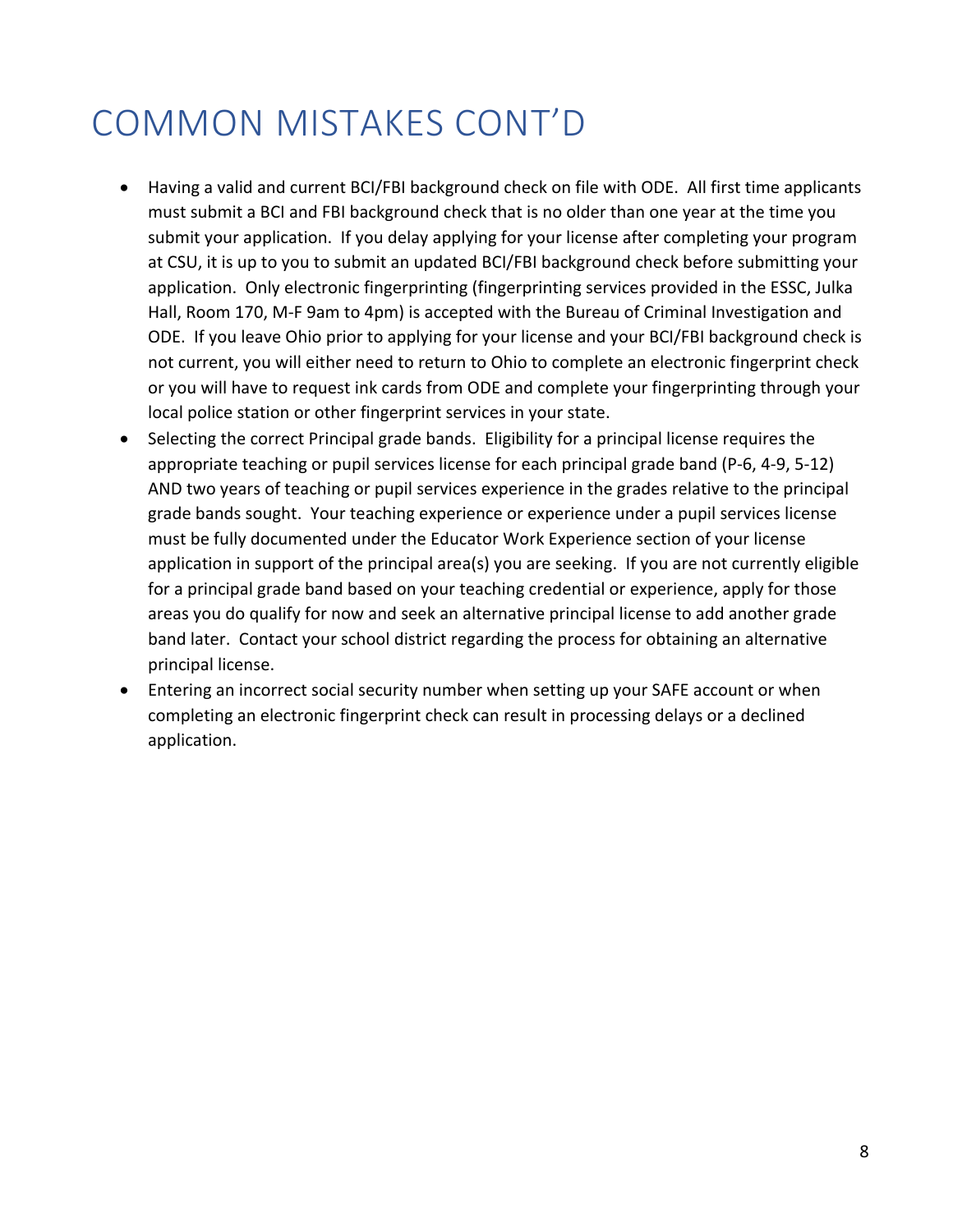# COMMON MISTAKES CONT'D

- Having a valid and current BCI/FBI background check on file with ODE. All first time applicants must submit a BCI and FBI background check that is no older than one year at the time you submit your application. If you delay applying for your license after completing your program at CSU, it is up to you to submit an updated BCI/FBI background check before submitting your application. Only electronic fingerprinting (fingerprinting services provided in the ESSC, Julka Hall, Room 170, M-F 9am to 4pm) is accepted with the Bureau of Criminal Investigation and ODE. If you leave Ohio prior to applying for your license and your BCI/FBI background check is not current, you will either need to return to Ohio to complete an electronic fingerprint check or you will have to request ink cards from ODE and complete your fingerprinting through your local police station or other fingerprint services in your state.
- Selecting the correct Principal grade bands. Eligibility for a principal license requires the appropriate teaching or pupil services license for each principal grade band (P-6, 4-9, 5-12) AND two years of teaching or pupil services experience in the grades relative to the principal grade bands sought. Your teaching experience or experience under a pupil services license must be fully documented under the Educator Work Experience section of your license application in support of the principal area(s) you are seeking. If you are not currently eligible for a principal grade band based on your teaching credential or experience, apply for those areas you do qualify for now and seek an alternative principal license to add another grade band later. Contact your school district regarding the process for obtaining an alternative principal license.
- Entering an incorrect social security number when setting up your SAFE account or when completing an electronic fingerprint check can result in processing delays or a declined application.